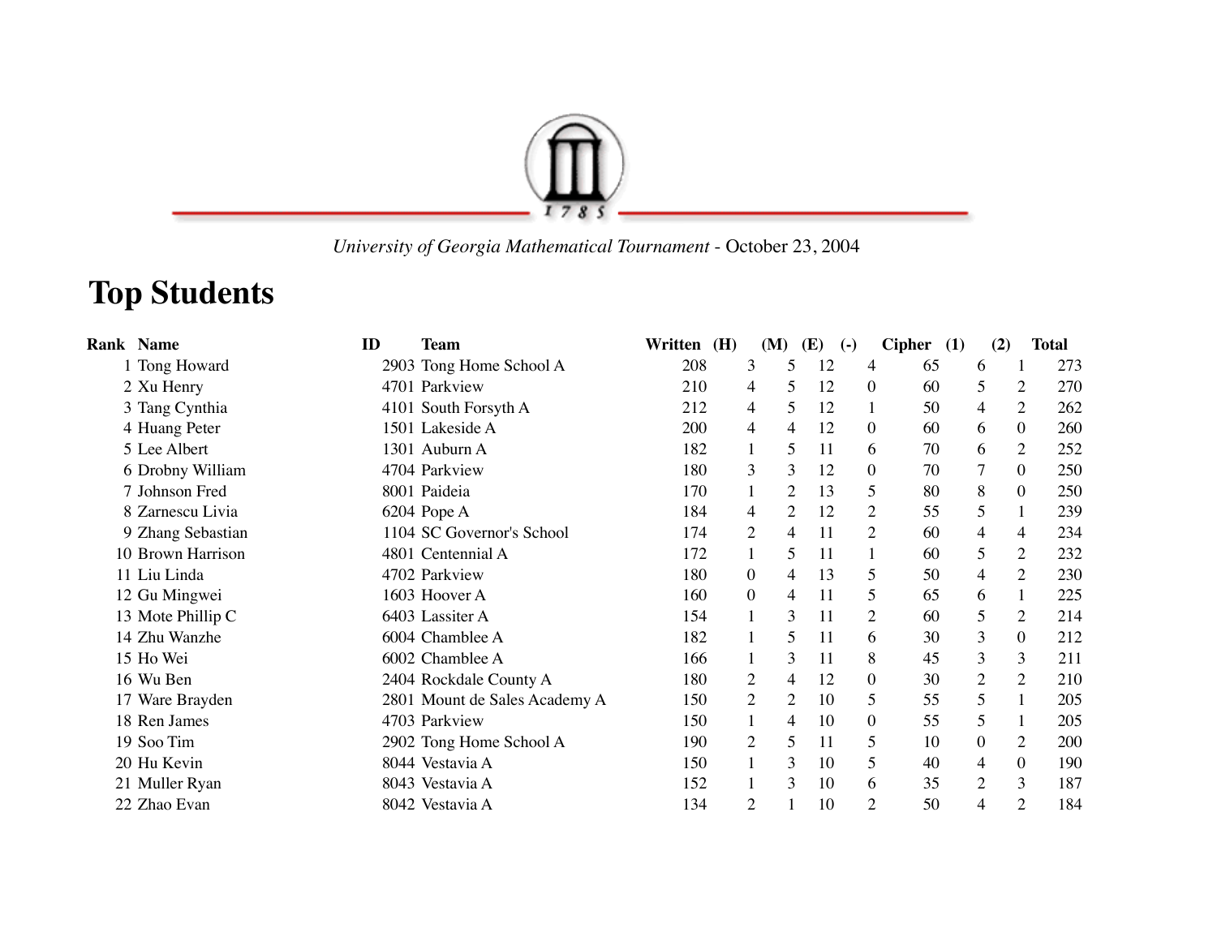*University of Georgia Mathematical Tournament* - October 23, 2004

# Top Students

| Rank | Name | ID | Team | Written | (H) | (M) | (E) | (-) | Cipher | (1) | (2) | Total |
|---|---|---|---|---|---|---|---|---|---|---|---|---|
| 1 | Tong Howard | 2903 | Tong Home School A | 208 | 3 | 5 | 12 | 4 | 65 | 6 | 1 | 273 |
| 2 | Xu Henry | 4701 | Parkview | 210 | 4 | 5 | 12 | 0 | 60 | 5 | 2 | 270 |
| 3 | Tang Cynthia | 4101 | South Forsyth A | 212 | 4 | 5 | 12 | 1 | 50 | 4 | 2 | 262 |
| 4 | Huang Peter | 1501 | Lakeside A | 200 | 4 | 4 | 12 | 0 | 60 | 6 | 0 | 260 |
| 5 | Lee Albert | 1301 | Auburn A | 182 | 1 | 5 | 11 | 6 | 70 | 6 | 2 | 252 |
| 6 | Drobny William | 4704 | Parkview | 180 | 3 | 3 | 12 | 0 | 70 | 7 | 0 | 250 |
| 7 | Johnson Fred | 8001 | Paideia | 170 | 1 | 2 | 13 | 5 | 80 | 8 | 0 | 250 |
| 8 | Zarnescu Livia | 6204 | Pope A | 184 | 4 | 2 | 12 | 2 | 55 | 5 | 1 | 239 |
| 9 | Zhang Sebastian | 1104 | SC Governor's School | 174 | 2 | 4 | 11 | 2 | 60 | 4 | 4 | 234 |
| 10 | Brown Harrison | 4801 | Centennial A | 172 | 1 | 5 | 11 | 1 | 60 | 5 | 2 | 232 |
| 11 | Liu Linda | 4702 | Parkview | 180 | 0 | 4 | 13 | 5 | 50 | 4 | 2 | 230 |
| 12 | Gu Mingwei | 1603 | Hoover A | 160 | 0 | 4 | 11 | 5 | 65 | 6 | 1 | 225 |
| 13 | Mote Phillip C | 6403 | Lassiter A | 154 | 1 | 3 | 11 | 2 | 60 | 5 | 2 | 214 |
| 14 | Zhu Wanzhe | 6004 | Chamblee A | 182 | 1 | 5 | 11 | 6 | 30 | 3 | 0 | 212 |
| 15 | Ho Wei | 6002 | Chamblee A | 166 | 1 | 3 | 11 | 8 | 45 | 3 | 3 | 211 |
| 16 | Wu Ben | 2404 | Rockdale County A | 180 | 2 | 4 | 12 | 0 | 30 | 2 | 2 | 210 |
| 17 | Ware Brayden | 2801 | Mount de Sales Academy A | 150 | 2 | 2 | 10 | 5 | 55 | 5 | 1 | 205 |
| 18 | Ren James | 4703 | Parkview | 150 | 1 | 4 | 10 | 0 | 55 | 5 | 1 | 205 |
| 19 | Soo Tim | 2902 | Tong Home School A | 190 | 2 | 5 | 11 | 5 | 10 | 0 | 2 | 200 |
| 20 | Hu Kevin | 8044 | Vestavia A | 150 | 1 | 3 | 10 | 5 | 40 | 4 | 0 | 190 |
| 21 | Muller Ryan | 8043 | Vestavia A | 152 | 1 | 3 | 10 | 6 | 35 | 2 | 3 | 187 |
| 22 | Zhao Evan | 8042 | Vestavia A | 134 | 2 | 1 | 10 | 2 | 50 | 4 | 2 | 184 |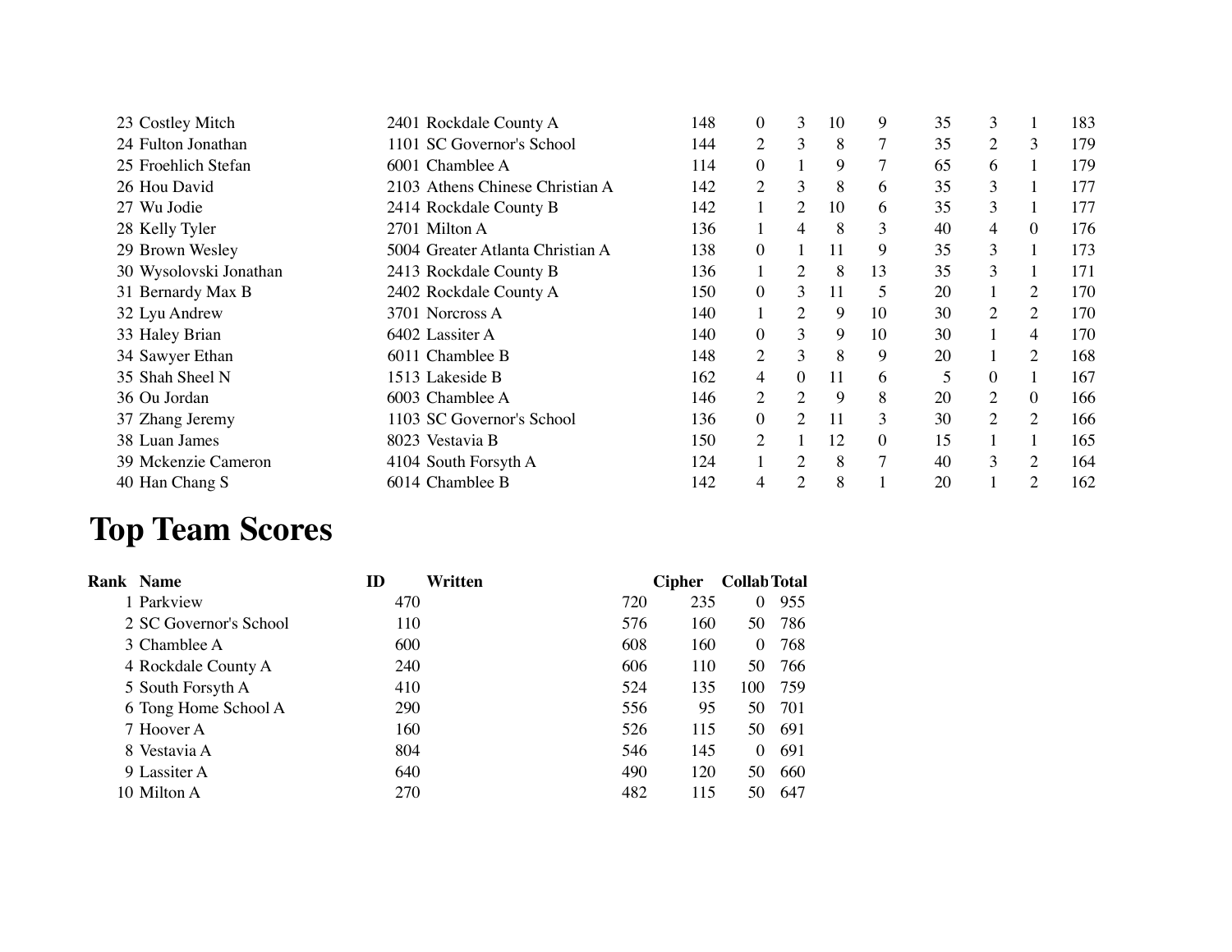| | | | | | | | | | | | | |
|---|---|---|---|---|---|---|---|---|---|---|---|---|
| 23 | Costley Mitch | 2401 | Rockdale County A | 148 | 0 | 3 | 10 | 9 | 35 | 3 | 1 | 183 |
| 24 | Fulton Jonathan | 1101 | SC Governor's School | 144 | 2 | 3 | 8 | 7 | 35 | 2 | 3 | 179 |
| 25 | Froehlich Stefan | 6001 | Chamblee A | 114 | 0 | 1 | 9 | 7 | 65 | 6 | 1 | 179 |
| 26 | Hou David | 2103 | Athens Chinese Christian A | 142 | 2 | 3 | 8 | 6 | 35 | 3 | 1 | 177 |
| 27 | Wu Jodie | 2414 | Rockdale County B | 142 | 1 | 2 | 10 | 6 | 35 | 3 | 1 | 177 |
| 28 | Kelly Tyler | 2701 | Milton A | 136 | 1 | 4 | 8 | 3 | 40 | 4 | 0 | 176 |
| 29 | Brown Wesley | 5004 | Greater Atlanta Christian A | 138 | 0 | 1 | 11 | 9 | 35 | 3 | 1 | 173 |
| 30 | Wysolovski Jonathan | 2413 | Rockdale County B | 136 | 1 | 2 | 8 | 13 | 35 | 3 | 1 | 171 |
| 31 | Bernardy Max B | 2402 | Rockdale County A | 150 | 0 | 3 | 11 | 5 | 20 | 1 | 2 | 170 |
| 32 | Lyu Andrew | 3701 | Norcross A | 140 | 1 | 2 | 9 | 10 | 30 | 2 | 2 | 170 |
| 33 | Haley Brian | 6402 | Lassiter A | 140 | 0 | 3 | 9 | 10 | 30 | 1 | 4 | 170 |
| 34 | Sawyer Ethan | 6011 | Chamblee B | 148 | 2 | 3 | 8 | 9 | 20 | 1 | 2 | 168 |
| 35 | Shah Sheel N | 1513 | Lakeside B | 162 | 4 | 0 | 11 | 6 | 5 | 0 | 1 | 167 |
| 36 | Ou Jordan | 6003 | Chamblee A | 146 | 2 | 2 | 9 | 8 | 20 | 2 | 0 | 166 |
| 37 | Zhang Jeremy | 1103 | SC Governor's School | 136 | 0 | 2 | 11 | 3 | 30 | 2 | 2 | 166 |
| 38 | Luan James | 8023 | Vestavia B | 150 | 2 | 1 | 12 | 0 | 15 | 1 | 1 | 165 |
| 39 | Mckenzie Cameron | 4104 | South Forsyth A | 124 | 1 | 2 | 8 | 7 | 40 | 3 | 2 | 164 |
| 40 | Han Chang S | 6014 | Chamblee B | 142 | 4 | 2 | 8 | 1 | 20 | 1 | 2 | 162 |

# Top Team Scores

| Rank | Name | ID | Written | Cipher | Collab | Total |
|---|---|---|---|---|---|---|
| 1 | Parkview | 470 | 720 | 235 | 0 | 955 |
| 2 | SC Governor's School | 110 | 576 | 160 | 50 | 786 |
| 3 | Chamblee A | 600 | 608 | 160 | 0 | 768 |
| 4 | Rockdale County A | 240 | 606 | 110 | 50 | 766 |
| 5 | South Forsyth A | 410 | 524 | 135 | 100 | 759 |
| 6 | Tong Home School A | 290 | 556 | 95 | 50 | 701 |
| 7 | Hoover A | 160 | 526 | 115 | 50 | 691 |
| 8 | Vestavia A | 804 | 546 | 145 | 0 | 691 |
| 9 | Lassiter A | 640 | 490 | 120 | 50 | 660 |
| 10 | Milton A | 270 | 482 | 115 | 50 | 647 |